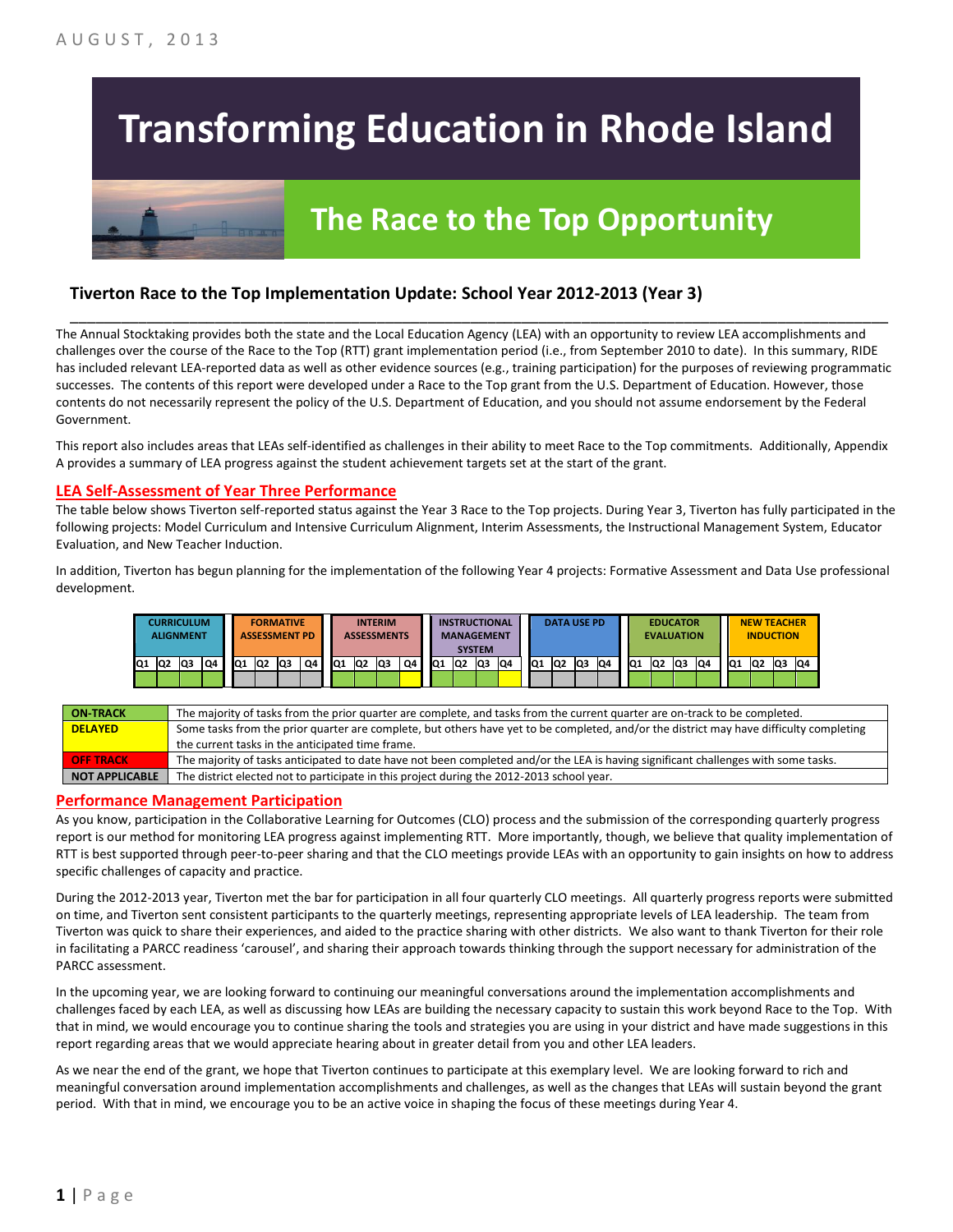AUGUST, 2013

# Transforming Education in Rhode Island

## The Race to the Top Opportunity

### Tiverton Race to the Top Implementation Update: School Year 2012-2013 (Year 3)

The Annual Stocktaking provides both the state and the Local Education Agency (LEA) with an opportunity to review LEA accomplishments and challenges over the course of the Race to the Top (RTT) grant implementation period (i.e., from September 2010 to date). In this summary, RIDE has included relevant LEA-reported data as well as other evidence sources (e.g., training participation) for the purposes of reviewing programmatic successes. The contents of this report were developed under a Race to the Top grant from the U.S. Department of Education. However, those contents do not necessarily represent the policy of the U.S. Department of Education, and you should not assume endorsement by the Federal Government.

This report also includes areas that LEAs self-identified as challenges in their ability to meet Race to the Top commitments. Additionally, Appendix A provides a summary of LEA progress against the student achievement targets set at the start of the grant.

## LEA Self-Assessment of Year Three Performance

The table below shows Tiverton self-reported status against the Year 3 Race to the Top projects. During Year 3, Tiverton has fully participated in the following projects: Model Curriculum and Intensive Curriculum Alignment, Interim Assessments, the Instructional Management System, Educator Evaluation, and New Teacher Induction.

In addition, Tiverton has begun planning for the implementation of the following Year 4 projects: Formative Assessment and Data Use professional development.

| Project | Q1 | Q2 | Q3 | Q4 |
|---|---|---|---|---|
| CURRICULUM ALIGNMENT | On-Track | On-Track | On-Track | On-Track |
| FORMATIVE ASSESSMENT PD | Not Applicable | Not Applicable | Not Applicable | Not Applicable |
| INTERIM ASSESSMENTS | On-Track | On-Track | On-Track | Delayed |
| INSTRUCTIONAL MANAGEMENT SYSTEM | On-Track | On-Track | On-Track | Delayed |
| DATA USE PD | Not Applicable | Not Applicable | Not Applicable | Not Applicable |
| EDUCATOR EVALUATION | On-Track | On-Track | On-Track | On-Track |
| NEW TEACHER INDUCTION | On-Track | On-Track | On-Track | On-Track |

| Status | Description |
|---|---|
| ON-TRACK | The majority of tasks from the prior quarter are complete, and tasks from the current quarter are on-track to be completed. |
| DELAYED | Some tasks from the prior quarter are complete, but others have yet to be completed, and/or the district may have difficulty completing the current tasks in the anticipated time frame. |
| OFF TRACK | The majority of tasks anticipated to date have not been completed and/or the LEA is having significant challenges with some tasks. |
| NOT APPLICABLE | The district elected not to participate in this project during the 2012-2013 school year. |

## Performance Management Participation

As you know, participation in the Collaborative Learning for Outcomes (CLO) process and the submission of the corresponding quarterly progress report is our method for monitoring LEA progress against implementing RTT. More importantly, though, we believe that quality implementation of RTT is best supported through peer-to-peer sharing and that the CLO meetings provide LEAs with an opportunity to gain insights on how to address specific challenges of capacity and practice.

During the 2012-2013 year, Tiverton met the bar for participation in all four quarterly CLO meetings. All quarterly progress reports were submitted on time, and Tiverton sent consistent participants to the quarterly meetings, representing appropriate levels of LEA leadership. The team from Tiverton was quick to share their experiences, and aided to the practice sharing with other districts. We also want to thank Tiverton for their role in facilitating a PARCC readiness 'carousel', and sharing their approach towards thinking through the support necessary for administration of the PARCC assessment.

In the upcoming year, we are looking forward to continuing our meaningful conversations around the implementation accomplishments and challenges faced by each LEA, as well as discussing how LEAs are building the necessary capacity to sustain this work beyond Race to the Top. With that in mind, we would encourage you to continue sharing the tools and strategies you are using in your district and have made suggestions in this report regarding areas that we would appreciate hearing about in greater detail from you and other LEA leaders.

As we near the end of the grant, we hope that Tiverton continues to participate at this exemplary level. We are looking forward to rich and meaningful conversation around implementation accomplishments and challenges, as well as the changes that LEAs will sustain beyond the grant period. With that in mind, we encourage you to be an active voice in shaping the focus of these meetings during Year 4.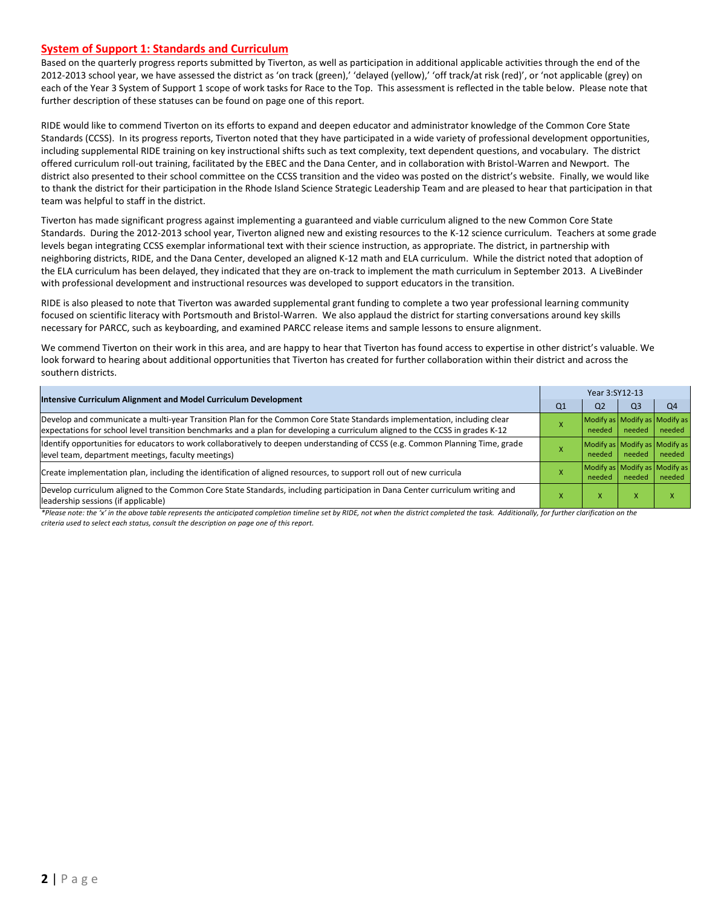## System of Support 1: Standards and Curriculum

Based on the quarterly progress reports submitted by Tiverton, as well as participation in additional applicable activities through the end of the 2012-2013 school year, we have assessed the district as 'on track (green),' 'delayed (yellow),' 'off track/at risk (red)', or 'not applicable (grey) on each of the Year 3 System of Support 1 scope of work tasks for Race to the Top. This assessment is reflected in the table below. Please note that further description of these statuses can be found on page one of this report.

RIDE would like to commend Tiverton on its efforts to expand and deepen educator and administrator knowledge of the Common Core State Standards (CCSS). In its progress reports, Tiverton noted that they have participated in a wide variety of professional development opportunities, including supplemental RIDE training on key instructional shifts such as text complexity, text dependent questions, and vocabulary. The district offered curriculum roll-out training, facilitated by the EBEC and the Dana Center, and in collaboration with Bristol-Warren and Newport. The district also presented to their school committee on the CCSS transition and the video was posted on the district's website. Finally, we would like to thank the district for their participation in the Rhode Island Science Strategic Leadership Team and are pleased to hear that participation in that team was helpful to staff in the district.

Tiverton has made significant progress against implementing a guaranteed and viable curriculum aligned to the new Common Core State Standards. During the 2012-2013 school year, Tiverton aligned new and existing resources to the K-12 science curriculum. Teachers at some grade levels began integrating CCSS exemplar informational text with their science instruction, as appropriate. The district, in partnership with neighboring districts, RIDE, and the Dana Center, developed an aligned K-12 math and ELA curriculum. While the district noted that adoption of the ELA curriculum has been delayed, they indicated that they are on-track to implement the math curriculum in September 2013. A LiveBinder with professional development and instructional resources was developed to support educators in the transition.

RIDE is also pleased to note that Tiverton was awarded supplemental grant funding to complete a two year professional learning community focused on scientific literacy with Portsmouth and Bristol-Warren. We also applaud the district for starting conversations around key skills necessary for PARCC, such as keyboarding, and examined PARCC release items and sample lessons to ensure alignment.

We commend Tiverton on their work in this area, and are happy to hear that Tiverton has found access to expertise in other district's valuable. We look forward to hearing about additional opportunities that Tiverton has created for further collaboration within their district and across the southern districts.

| Intensive Curriculum Alignment and Model Curriculum Development | Year 3:SY12-13 | | | |
|---|---|---|---|---|
| | Q1 | Q2 | Q3 | Q4 |
| Develop and communicate a multi-year Transition Plan for the Common Core State Standards implementation, including clear expectations for school level transition benchmarks and a plan for developing a curriculum aligned to the CCSS in grades K-12 | X | Modify as needed | Modify as needed | Modify as needed |
| Identify opportunities for educators to work collaboratively to deepen understanding of CCSS (e.g. Common Planning Time, grade level team, department meetings, faculty meetings) | X | Modify as needed | Modify as needed | Modify as needed |
| Create implementation plan, including the identification of aligned resources, to support roll out of new curricula | X | Modify as needed | Modify as needed | Modify as needed |
| Develop curriculum aligned to the Common Core State Standards, including participation in Dana Center curriculum writing and leadership sessions (if applicable) | X | X | X | X |

*\*Please note: the 'x' in the above table represents the anticipated completion timeline set by RIDE, not when the district completed the task. Additionally, for further clarification on the criteria used to select each status, consult the description on page one of this report.*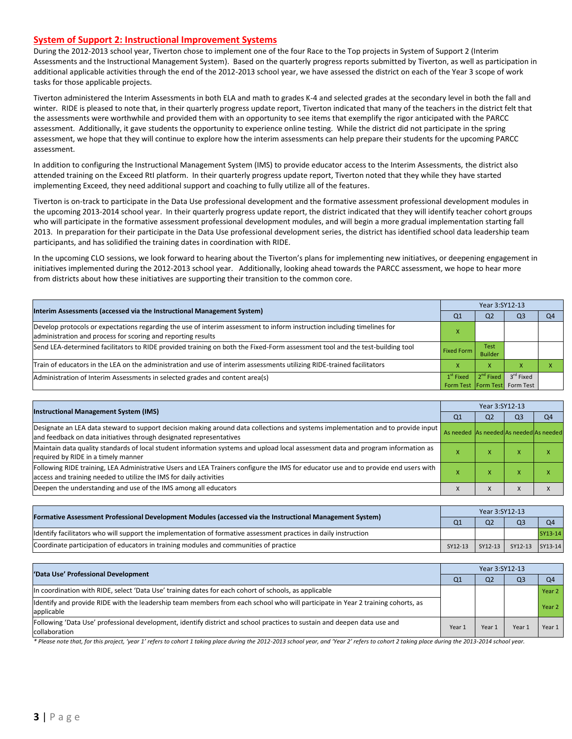## System of Support 2: Instructional Improvement Systems

During the 2012-2013 school year, Tiverton chose to implement one of the four Race to the Top projects in System of Support 2 (Interim Assessments and the Instructional Management System). Based on the quarterly progress reports submitted by Tiverton, as well as participation in additional applicable activities through the end of the 2012-2013 school year, we have assessed the district on each of the Year 3 scope of work tasks for those applicable projects.

Tiverton administered the Interim Assessments in both ELA and math to grades K-4 and selected grades at the secondary level in both the fall and winter. RIDE is pleased to note that, in their quarterly progress update report, Tiverton indicated that many of the teachers in the district felt that the assessments were worthwhile and provided them with an opportunity to see items that exemplify the rigor anticipated with the PARCC assessment. Additionally, it gave students the opportunity to experience online testing. While the district did not participate in the spring assessment, we hope that they will continue to explore how the interim assessments can help prepare their students for the upcoming PARCC assessment.

In addition to configuring the Instructional Management System (IMS) to provide educator access to the Interim Assessments, the district also attended training on the Exceed RtI platform. In their quarterly progress update report, Tiverton noted that they while they have started implementing Exceed, they need additional support and coaching to fully utilize all of the features.

Tiverton is on-track to participate in the Data Use professional development and the formative assessment professional development modules in the upcoming 2013-2014 school year. In their quarterly progress update report, the district indicated that they will identify teacher cohort groups who will participate in the formative assessment professional development modules, and will begin a more gradual implementation starting fall 2013. In preparation for their participate in the Data Use professional development series, the district has identified school data leadership team participants, and has solidified the training dates in coordination with RIDE.

In the upcoming CLO sessions, we look forward to hearing about the Tiverton's plans for implementing new initiatives, or deepening engagement in initiatives implemented during the 2012-2013 school year. Additionally, looking ahead towards the PARCC assessment, we hope to hear more from districts about how these initiatives are supporting their transition to the common core.

| Interim Assessments (accessed via the Instructional Management System) | Year 3:SY12-13 | | | |
|---|---|---|---|---|
| | Q1 | Q2 | Q3 | Q4 |
| Develop protocols or expectations regarding the use of interim assessment to inform instruction including timelines for administration and process for scoring and reporting results | X | | | |
| Send LEA-determined facilitators to RIDE provided training on both the Fixed-Form assessment tool and the test-building tool | Fixed Form | Test Builder | | |
| Train of educators in the LEA on the administration and use of interim assessments utilizing RIDE-trained facilitators | X | X | X | X |
| Administration of Interim Assessments in selected grades and content area(s) | 1st Fixed Form Test | 2nd Fixed Form Test | 3rd Fixed Form Test | |

| Instructional Management System (IMS) | Year 3:SY12-13 | | | |
|---|---|---|---|---|
| | Q1 | Q2 | Q3 | Q4 |
| Designate an LEA data steward to support decision making around data collections and systems implementation and to provide input and feedback on data initiatives through designated representatives | As needed | As needed | As needed | As needed |
| Maintain data quality standards of local student information systems and upload local assessment data and program information as required by RIDE in a timely manner | X | X | X | X |
| Following RIDE training, LEA Administrative Users and LEA Trainers configure the IMS for educator use and to provide end users with access and training needed to utilize the IMS for daily activities | X | X | X | X |
| Deepen the understanding and use of the IMS among all educators | X | X | X | X |

| Formative Assessment Professional Development Modules (accessed via the Instructional Management System) | Year 3:SY12-13 | | | |
|---|---|---|---|---|
| | Q1 | Q2 | Q3 | Q4 |
| Identify facilitators who will support the implementation of formative assessment practices in daily instruction | | | | SY13-14 |
| Coordinate participation of educators in training modules and communities of practice | SY12-13 | SY12-13 | SY12-13 | SY13-14 |

| 'Data Use' Professional Development | Year 3:SY12-13 | | | |
|---|---|---|---|---|
| | Q1 | Q2 | Q3 | Q4 |
| In coordination with RIDE, select 'Data Use' training dates for each cohort of schools, as applicable | | | | Year 2 |
| Identify and provide RIDE with the leadership team members from each school who will participate in Year 2 training cohorts, as applicable | | | | Year 2 |
| Following 'Data Use' professional development, identify district and school practices to sustain and deepen data use and collaboration | Year 1 | Year 1 | Year 1 | Year 1 |

*\* Please note that, for this project, 'year 1' refers to cohort 1 taking place during the 2012-2013 school year, and 'Year 2' refers to cohort 2 taking place during the 2013-2014 school year.*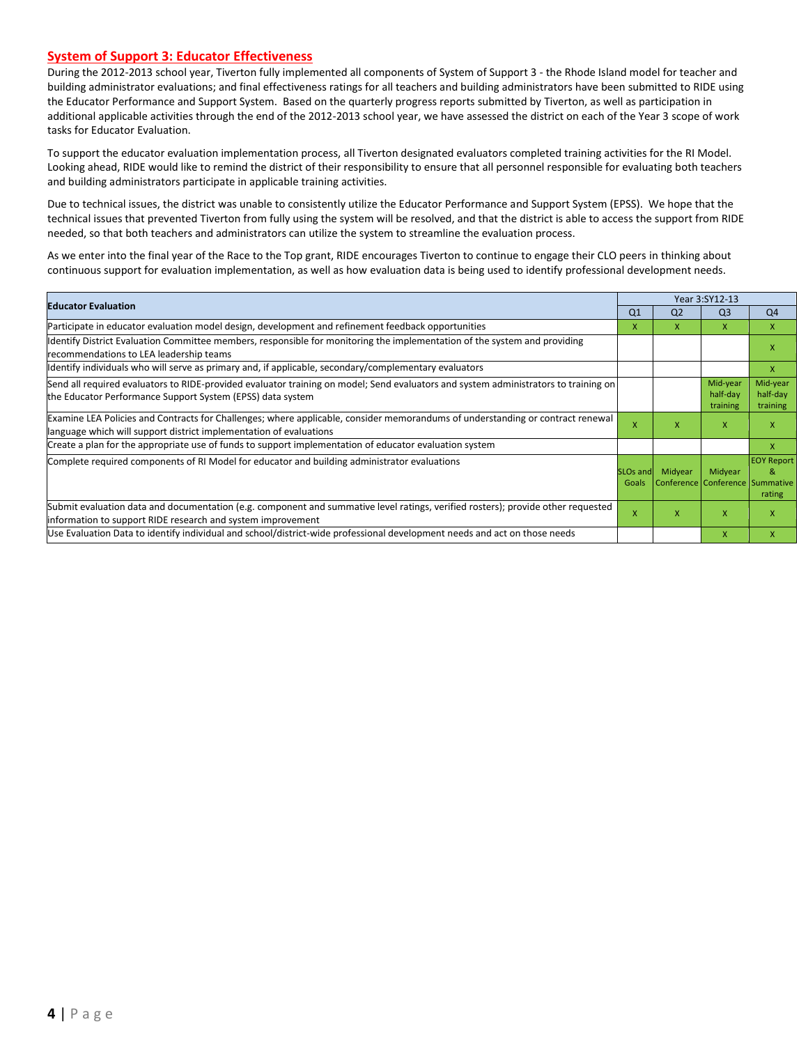## System of Support 3: Educator Effectiveness

During the 2012-2013 school year, Tiverton fully implemented all components of System of Support 3 - the Rhode Island model for teacher and building administrator evaluations; and final effectiveness ratings for all teachers and building administrators have been submitted to RIDE using the Educator Performance and Support System. Based on the quarterly progress reports submitted by Tiverton, as well as participation in additional applicable activities through the end of the 2012-2013 school year, we have assessed the district on each of the Year 3 scope of work tasks for Educator Evaluation.

To support the educator evaluation implementation process, all Tiverton designated evaluators completed training activities for the RI Model. Looking ahead, RIDE would like to remind the district of their responsibility to ensure that all personnel responsible for evaluating both teachers and building administrators participate in applicable training activities.

Due to technical issues, the district was unable to consistently utilize the Educator Performance and Support System (EPSS). We hope that the technical issues that prevented Tiverton from fully using the system will be resolved, and that the district is able to access the support from RIDE needed, so that both teachers and administrators can utilize the system to streamline the evaluation process.

As we enter into the final year of the Race to the Top grant, RIDE encourages Tiverton to continue to engage their CLO peers in thinking about continuous support for evaluation implementation, as well as how evaluation data is being used to identify professional development needs.

| Educator Evaluation | Year 3:SY12-13 | | | |
|---|---|---|---|---|
| | Q1 | Q2 | Q3 | Q4 |
| Participate in educator evaluation model design, development and refinement feedback opportunities | x | x | x | x |
| Identify District Evaluation Committee members, responsible for monitoring the implementation of the system and providing recommendations to LEA leadership teams | | | | x |
| Identify individuals who will serve as primary and, if applicable, secondary/complementary evaluators | | | | x |
| Send all required evaluators to RIDE-provided evaluator training on model; Send evaluators and system administrators to training on the Educator Performance Support System (EPSS) data system | | | Mid-year half-day training | Mid-year half-day training |
| Examine LEA Policies and Contracts for Challenges; where applicable, consider memorandums of understanding or contract renewal language which will support district implementation of evaluations | x | x | x | x |
| Create a plan for the appropriate use of funds to support implementation of educator evaluation system | | | | x |
| Complete required components of RI Model for educator and building administrator evaluations | SLOs and Goals | Midyear Conference | Midyear Conference | EOY Report & Summative rating |
| Submit evaluation data and documentation (e.g. component and summative level ratings, verified rosters); provide other requested information to support RIDE research and system improvement | x | x | x | x |
| Use Evaluation Data to identify individual and school/district-wide professional development needs and act on those needs | | | x | x |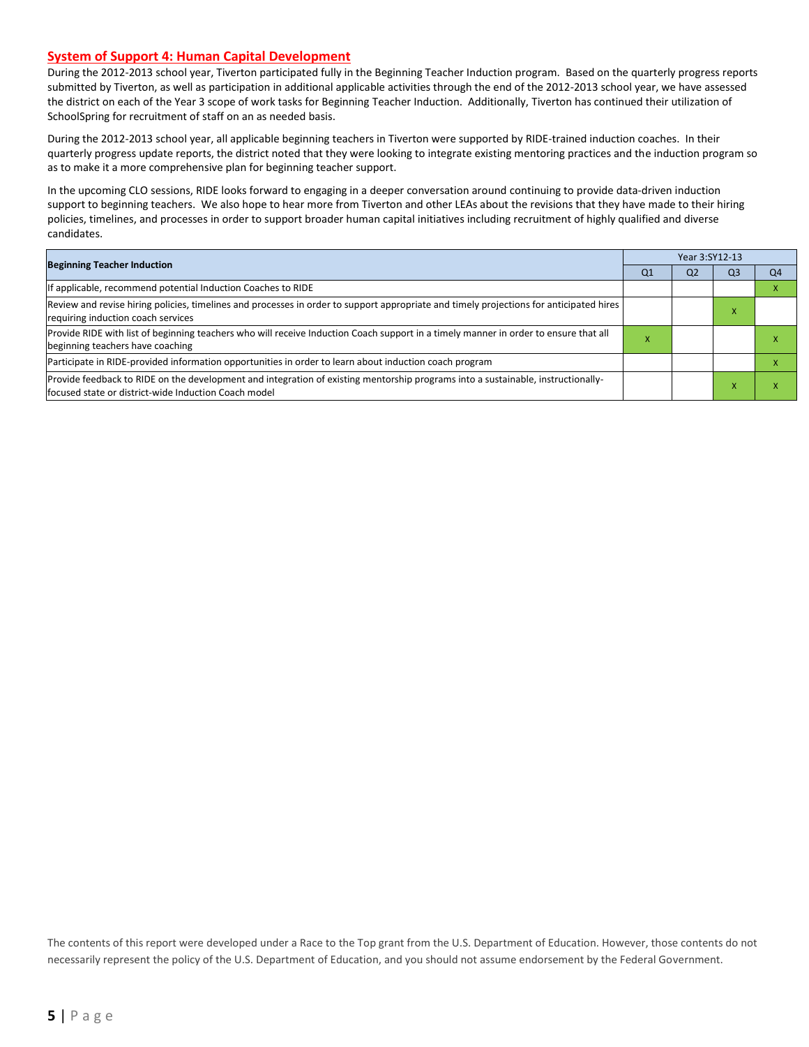## System of Support 4: Human Capital Development

During the 2012-2013 school year, Tiverton participated fully in the Beginning Teacher Induction program. Based on the quarterly progress reports submitted by Tiverton, as well as participation in additional applicable activities through the end of the 2012-2013 school year, we have assessed the district on each of the Year 3 scope of work tasks for Beginning Teacher Induction. Additionally, Tiverton has continued their utilization of SchoolSpring for recruitment of staff on an as needed basis.

During the 2012-2013 school year, all applicable beginning teachers in Tiverton were supported by RIDE-trained induction coaches. In their quarterly progress update reports, the district noted that they were looking to integrate existing mentoring practices and the induction program so as to make it a more comprehensive plan for beginning teacher support.

In the upcoming CLO sessions, RIDE looks forward to engaging in a deeper conversation around continuing to provide data-driven induction support to beginning teachers. We also hope to hear more from Tiverton and other LEAs about the revisions that they have made to their hiring policies, timelines, and processes in order to support broader human capital initiatives including recruitment of highly qualified and diverse candidates.

| Beginning Teacher Induction | Year 3:SY12-13 | | | |
|---|---|---|---|---|
| | Q1 | Q2 | Q3 | Q4 |
| If applicable, recommend potential Induction Coaches to RIDE | | | | x |
| Review and revise hiring policies, timelines and processes in order to support appropriate and timely projections for anticipated hires requiring induction coach services | | | x | |
| Provide RIDE with list of beginning teachers who will receive Induction Coach support in a timely manner in order to ensure that all beginning teachers have coaching | x | | | x |
| Participate in RIDE-provided information opportunities in order to learn about induction coach program | | | | x |
| Provide feedback to RIDE on the development and integration of existing mentorship programs into a sustainable, instructionally-focused state or district-wide Induction Coach model | | | x | x |

The contents of this report were developed under a Race to the Top grant from the U.S. Department of Education. However, those contents do not necessarily represent the policy of the U.S. Department of Education, and you should not assume endorsement by the Federal Government.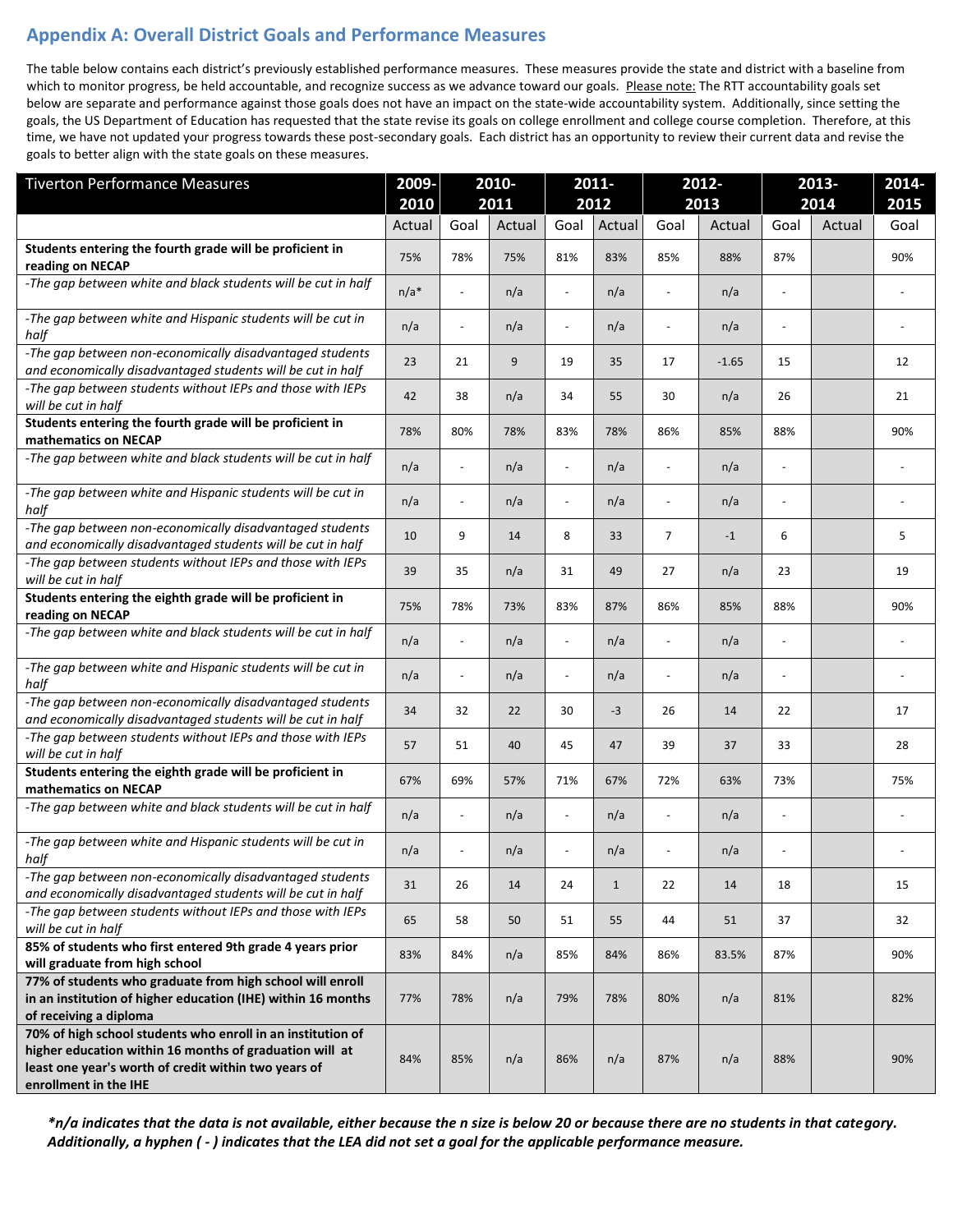## Appendix A: Overall District Goals and Performance Measures

The table below contains each district's previously established performance measures. These measures provide the state and district with a baseline from which to monitor progress, be held accountable, and recognize success as we advance toward our goals. Please note: The RTT accountability goals set below are separate and performance against those goals does not have an impact on the state-wide accountability system. Additionally, since setting the goals, the US Department of Education has requested that the state revise its goals on college enrollment and college course completion. Therefore, at this time, we have not updated your progress towards these post-secondary goals. Each district has an opportunity to review their current data and revise the goals to better align with the state goals on these measures.

| Tiverton Performance Measures | 2009-2010 | 2010-2011 | | 2011-2012 | | 2012-2013 | | 2013-2014 | | 2014-2015 |
|---|---|---|---|---|---|---|---|---|---|---|
| | Actual | Goal | Actual | Goal | Actual | Goal | Actual | Goal | Actual | Goal |
| **Students entering the fourth grade will be proficient in reading on NECAP** | 75% | 78% | 75% | 81% | 83% | 85% | 88% | 87% | | 90% |
| *-The gap between white and black students will be cut in half* | n/a* | - | n/a | - | n/a | - | n/a | - | | - |
| *-The gap between white and Hispanic students will be cut in half* | n/a | - | n/a | - | n/a | - | n/a | - | | - |
| *-The gap between non-economically disadvantaged students and economically disadvantaged students will be cut in half* | 23 | 21 | 9 | 19 | 35 | 17 | -1.65 | 15 | | 12 |
| *-The gap between students without IEPs and those with IEPs will be cut in half* | 42 | 38 | n/a | 34 | 55 | 30 | n/a | 26 | | 21 |
| **Students entering the fourth grade will be proficient in mathematics on NECAP** | 78% | 80% | 78% | 83% | 78% | 86% | 85% | 88% | | 90% |
| *-The gap between white and black students will be cut in half* | n/a | - | n/a | - | n/a | - | n/a | - | | - |
| *-The gap between white and Hispanic students will be cut in half* | n/a | - | n/a | - | n/a | - | n/a | - | | - |
| *-The gap between non-economically disadvantaged students and economically disadvantaged students will be cut in half* | 10 | 9 | 14 | 8 | 33 | 7 | -1 | 6 | | 5 |
| *-The gap between students without IEPs and those with IEPs will be cut in half* | 39 | 35 | n/a | 31 | 49 | 27 | n/a | 23 | | 19 |
| **Students entering the eighth grade will be proficient in reading on NECAP** | 75% | 78% | 73% | 83% | 87% | 86% | 85% | 88% | | 90% |
| *-The gap between white and black students will be cut in half* | n/a | - | n/a | - | n/a | - | n/a | - | | - |
| *-The gap between white and Hispanic students will be cut in half* | n/a | - | n/a | - | n/a | - | n/a | - | | - |
| *-The gap between non-economically disadvantaged students and economically disadvantaged students will be cut in half* | 34 | 32 | 22 | 30 | -3 | 26 | 14 | 22 | | 17 |
| *-The gap between students without IEPs and those with IEPs will be cut in half* | 57 | 51 | 40 | 45 | 47 | 39 | 37 | 33 | | 28 |
| **Students entering the eighth grade will be proficient in mathematics on NECAP** | 67% | 69% | 57% | 71% | 67% | 72% | 63% | 73% | | 75% |
| *-The gap between white and black students will be cut in half* | n/a | - | n/a | - | n/a | - | n/a | - | | - |
| *-The gap between white and Hispanic students will be cut in half* | n/a | - | n/a | - | n/a | - | n/a | - | | - |
| *-The gap between non-economically disadvantaged students and economically disadvantaged students will be cut in half* | 31 | 26 | 14 | 24 | 1 | 22 | 14 | 18 | | 15 |
| *-The gap between students without IEPs and those with IEPs will be cut in half* | 65 | 58 | 50 | 51 | 55 | 44 | 51 | 37 | | 32 |
| **85% of students who first entered 9th grade 4 years prior will graduate from high school** | 83% | 84% | n/a | 85% | 84% | 86% | 83.5% | 87% | | 90% |
| **77% of students who graduate from high school will enroll in an institution of higher education (IHE) within 16 months of receiving a diploma** | 77% | 78% | n/a | 79% | 78% | 80% | n/a | 81% | | 82% |
| **70% of high school students who enroll in an institution of higher education within 16 months of graduation will at least one year's worth of credit within two years of enrollment in the IHE** | 84% | 85% | n/a | 86% | n/a | 87% | n/a | 88% | | 90% |

***n/a indicates that the data is not available, either because the n size is below 20 or because there are no students in that category. Additionally, a hyphen ( - ) indicates that the LEA did not set a goal for the applicable performance measure.***